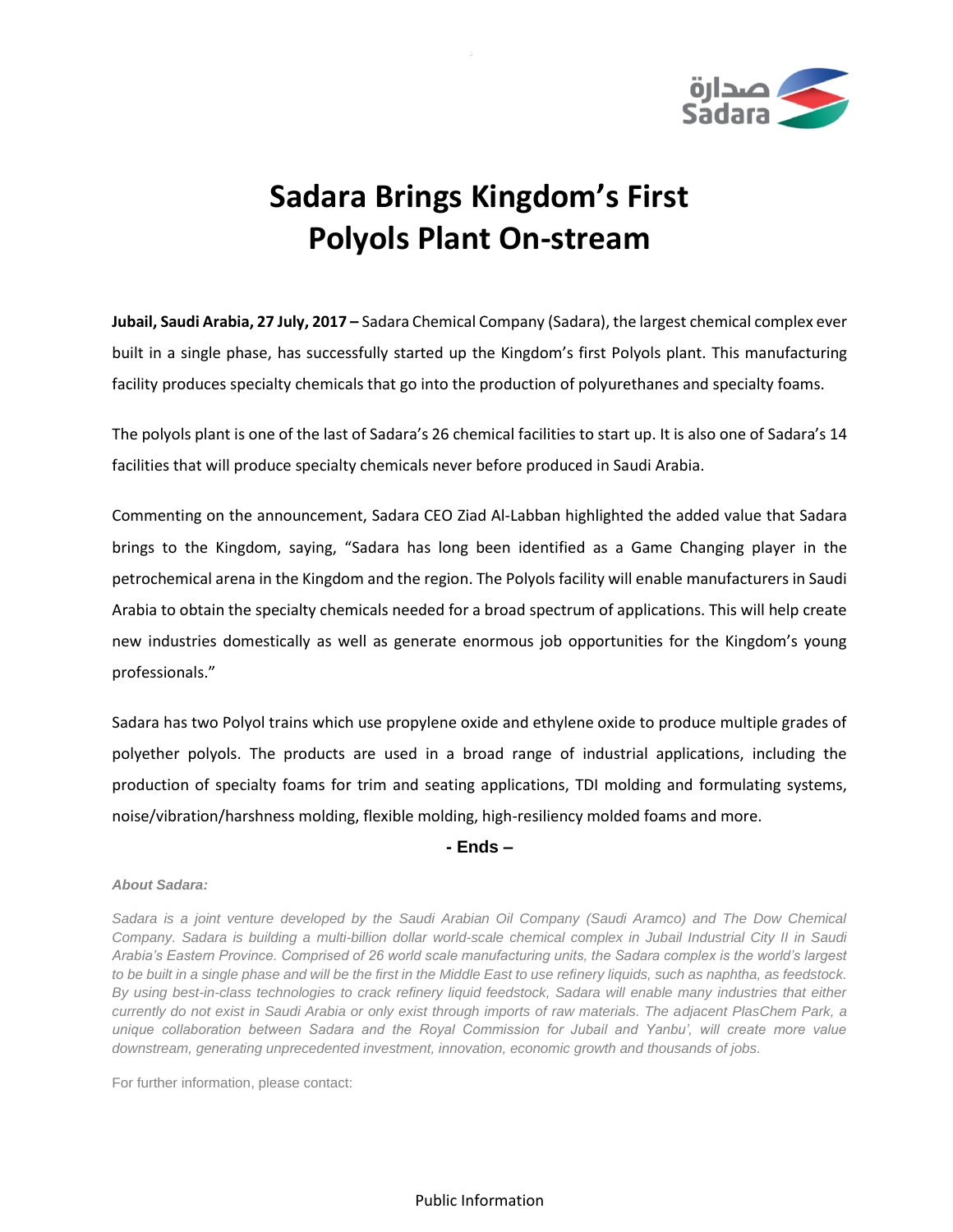# Sadara Brings Kingdom's First Polyols Plant On-stream

**Jubail, Saudi Arabia, 27 July, 2017 –** Sadara Chemical Company (Sadara), the largest chemical complex ever built in a single phase, has successfully started up the Kingdom's first Polyols plant. This manufacturing facility produces specialty chemicals that go into the production of polyurethanes and specialty foams.

The polyols plant is one of the last of Sadara's 26 chemical facilities to start up. It is also one of Sadara's 14 facilities that will produce specialty chemicals never before produced in Saudi Arabia.

Commenting on the announcement, Sadara CEO Ziad Al-Labban highlighted the added value that Sadara brings to the Kingdom, saying, "Sadara has long been identified as a Game Changing player in the petrochemical arena in the Kingdom and the region. The Polyols facility will enable manufacturers in Saudi Arabia to obtain the specialty chemicals needed for a broad spectrum of applications. This will help create new industries domestically as well as generate enormous job opportunities for the Kingdom's young professionals."

Sadara has two Polyol trains which use propylene oxide and ethylene oxide to produce multiple grades of polyether polyols. The products are used in a broad range of industrial applications, including the production of specialty foams for trim and seating applications, TDI molding and formulating systems, noise/vibration/harshness molding, flexible molding, high-resiliency molded foams and more.

**- Ends –**

***About Sadara:***

*Sadara is a joint venture developed by the Saudi Arabian Oil Company (Saudi Aramco) and The Dow Chemical Company. Sadara is building a multi-billion dollar world-scale chemical complex in Jubail Industrial City II in Saudi Arabia's Eastern Province. Comprised of 26 world scale manufacturing units, the Sadara complex is the world's largest to be built in a single phase and will be the first in the Middle East to use refinery liquids, such as naphtha, as feedstock. By using best-in-class technologies to crack refinery liquid feedstock, Sadara will enable many industries that either currently do not exist in Saudi Arabia or only exist through imports of raw materials. The adjacent PlasChem Park, a unique collaboration between Sadara and the Royal Commission for Jubail and Yanbu', will create more value downstream, generating unprecedented investment, innovation, economic growth and thousands of jobs.*

For further information, please contact: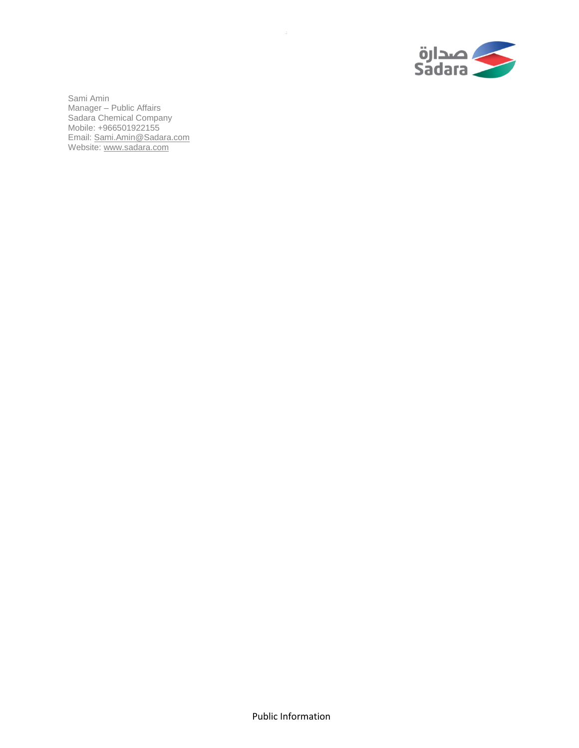Sami Amin
Manager – Public Affairs
Sadara Chemical Company
Mobile: +966501922155
Email: Sami.Amin@Sadara.com
Website: www.sadara.com

Public Information